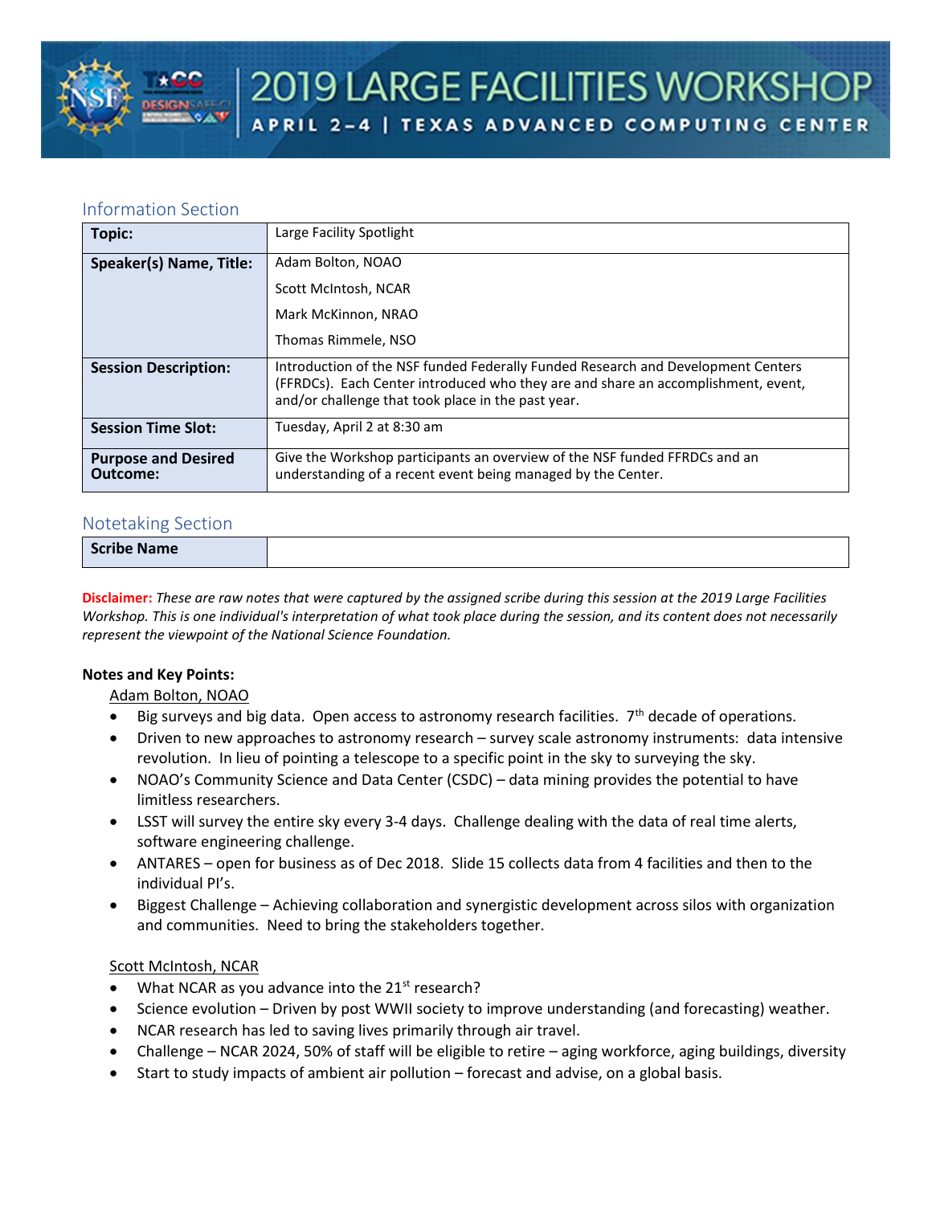# 2019 LARGE FACILITIES WORKSHOP

APRIL 2–4 | TEXAS ADVANCED COMPUTING CENTER

## Information Section

| | |
|---|---|
| **Topic:** | Large Facility Spotlight |
| **Speaker(s) Name, Title:** | Adam Bolton, NOAO<br>Scott McIntosh, NCAR<br>Mark McKinnon, NRAO<br>Thomas Rimmele, NSO |
| **Session Description:** | Introduction of the NSF funded Federally Funded Research and Development Centers (FFRDCs). Each Center introduced who they are and share an accomplishment, event, and/or challenge that took place in the past year. |
| **Session Time Slot:** | Tuesday, April 2 at 8:30 am |
| **Purpose and Desired Outcome:** | Give the Workshop participants an overview of the NSF funded FFRDCs and an understanding of a recent event being managed by the Center. |

## Notetaking Section

| | |
|---|---|
| **Scribe Name** | |

**Disclaimer:** *These are raw notes that were captured by the assigned scribe during this session at the 2019 Large Facilities Workshop. This is one individual's interpretation of what took place during the session, and its content does not necessarily represent the viewpoint of the National Science Foundation.*

**Notes and Key Points:**

Adam Bolton, NOAO

- Big surveys and big data. Open access to astronomy research facilities. 7th decade of operations.
- Driven to new approaches to astronomy research – survey scale astronomy instruments: data intensive revolution. In lieu of pointing a telescope to a specific point in the sky to surveying the sky.
- NOAO's Community Science and Data Center (CSDC) – data mining provides the potential to have limitless researchers.
- LSST will survey the entire sky every 3-4 days. Challenge dealing with the data of real time alerts, software engineering challenge.
- ANTARES – open for business as of Dec 2018. Slide 15 collects data from 4 facilities and then to the individual PI's.
- Biggest Challenge – Achieving collaboration and synergistic development across silos with organization and communities. Need to bring the stakeholders together.

Scott McIntosh, NCAR

- What NCAR as you advance into the 21st research?
- Science evolution – Driven by post WWII society to improve understanding (and forecasting) weather.
- NCAR research has led to saving lives primarily through air travel.
- Challenge – NCAR 2024, 50% of staff will be eligible to retire – aging workforce, aging buildings, diversity
- Start to study impacts of ambient air pollution – forecast and advise, on a global basis.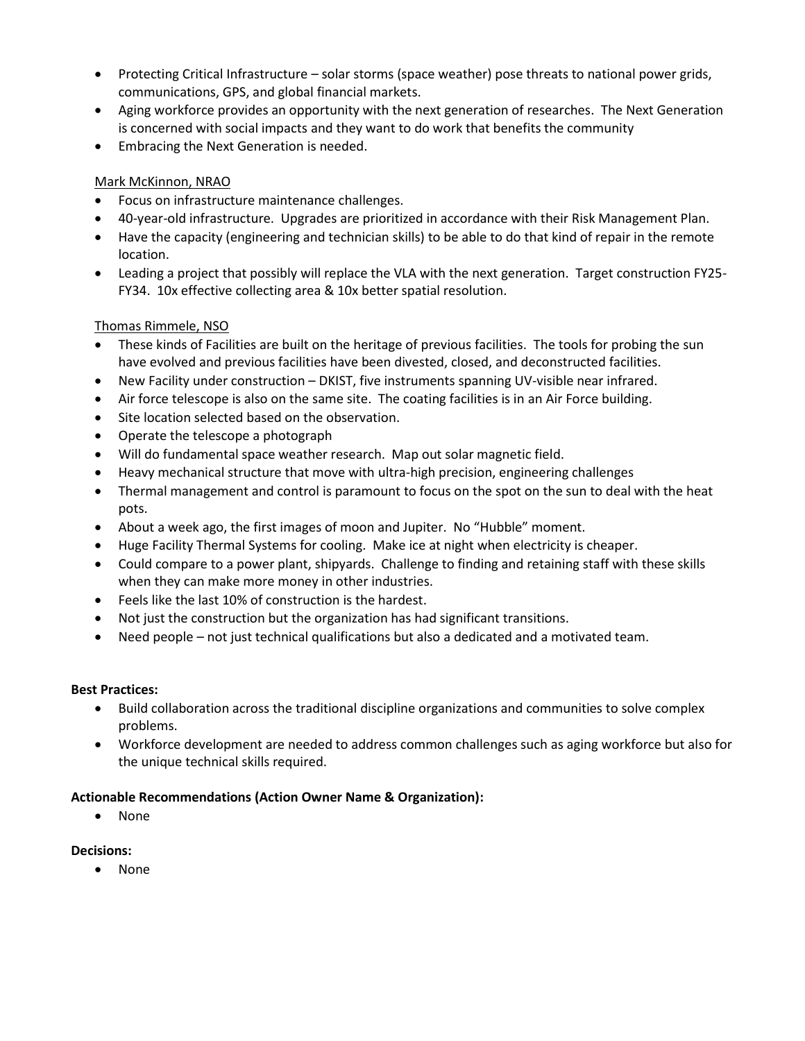- Protecting Critical Infrastructure – solar storms (space weather) pose threats to national power grids, communications, GPS, and global financial markets.
- Aging workforce provides an opportunity with the next generation of researches. The Next Generation is concerned with social impacts and they want to do work that benefits the community
- Embracing the Next Generation is needed.

Mark McKinnon, NRAO

- Focus on infrastructure maintenance challenges.
- 40-year-old infrastructure. Upgrades are prioritized in accordance with their Risk Management Plan.
- Have the capacity (engineering and technician skills) to be able to do that kind of repair in the remote location.
- Leading a project that possibly will replace the VLA with the next generation. Target construction FY25-FY34. 10x effective collecting area & 10x better spatial resolution.

Thomas Rimmele, NSO

- These kinds of Facilities are built on the heritage of previous facilities. The tools for probing the sun have evolved and previous facilities have been divested, closed, and deconstructed facilities.
- New Facility under construction – DKIST, five instruments spanning UV-visible near infrared.
- Air force telescope is also on the same site. The coating facilities is in an Air Force building.
- Site location selected based on the observation.
- Operate the telescope a photograph
- Will do fundamental space weather research. Map out solar magnetic field.
- Heavy mechanical structure that move with ultra-high precision, engineering challenges
- Thermal management and control is paramount to focus on the spot on the sun to deal with the heat pots.
- About a week ago, the first images of moon and Jupiter. No "Hubble" moment.
- Huge Facility Thermal Systems for cooling. Make ice at night when electricity is cheaper.
- Could compare to a power plant, shipyards. Challenge to finding and retaining staff with these skills when they can make more money in other industries.
- Feels like the last 10% of construction is the hardest.
- Not just the construction but the organization has had significant transitions.
- Need people – not just technical qualifications but also a dedicated and a motivated team.

**Best Practices:**

- Build collaboration across the traditional discipline organizations and communities to solve complex problems.
- Workforce development are needed to address common challenges such as aging workforce but also for the unique technical skills required.

**Actionable Recommendations (Action Owner Name & Organization):**

- None

**Decisions:**

- None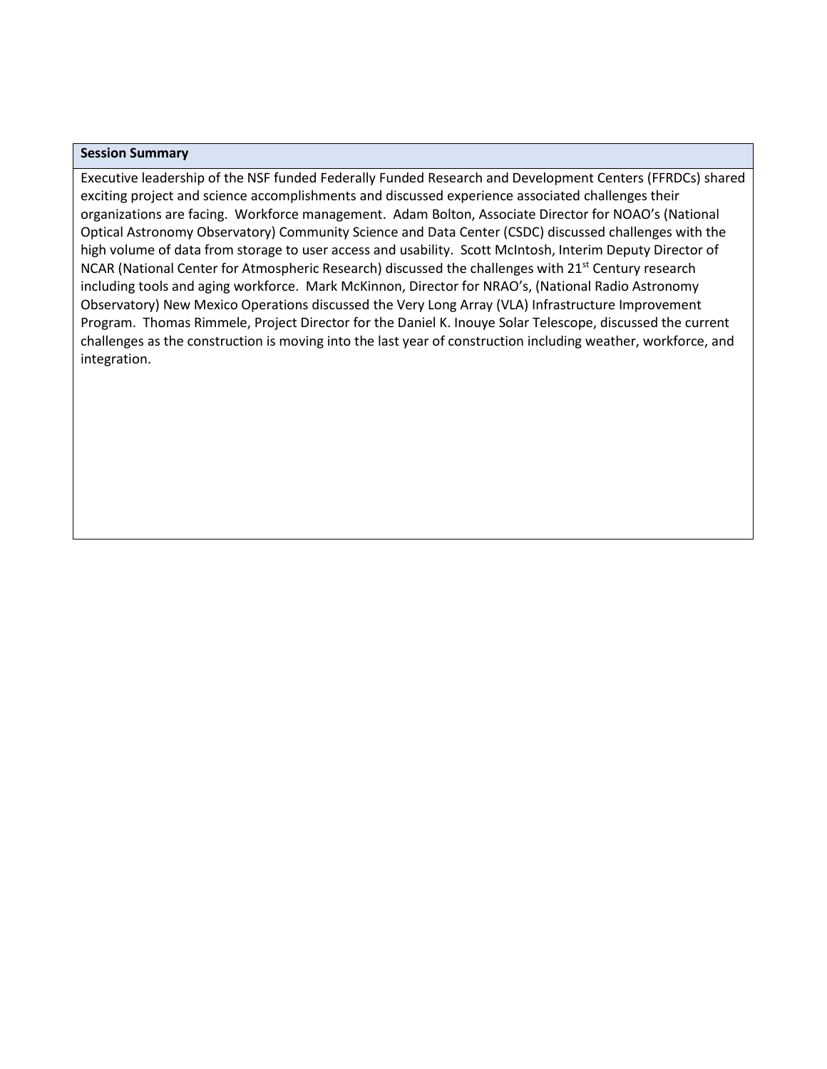| Session Summary |
| --- |
| Executive leadership of the NSF funded Federally Funded Research and Development Centers (FFRDCs) shared exciting project and science accomplishments and discussed experience associated challenges their organizations are facing. Workforce management. Adam Bolton, Associate Director for NOAO's (National Optical Astronomy Observatory) Community Science and Data Center (CSDC) discussed challenges with the high volume of data from storage to user access and usability. Scott McIntosh, Interim Deputy Director of NCAR (National Center for Atmospheric Research) discussed the challenges with 21st Century research including tools and aging workforce. Mark McKinnon, Director for NRAO's, (National Radio Astronomy Observatory) New Mexico Operations discussed the Very Long Array (VLA) Infrastructure Improvement Program. Thomas Rimmele, Project Director for the Daniel K. Inouye Solar Telescope, discussed the current challenges as the construction is moving into the last year of construction including weather, workforce, and integration. |